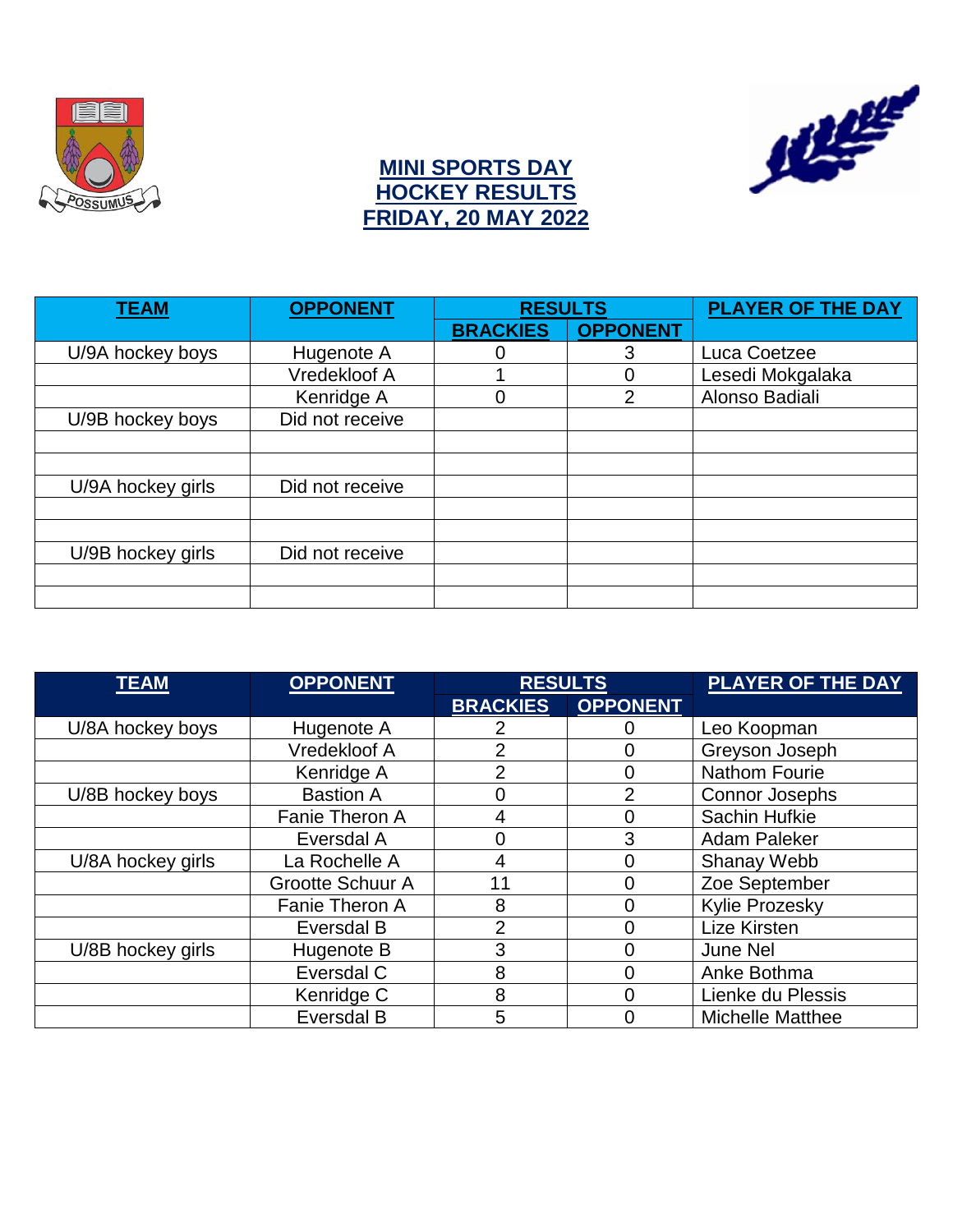# MINI SPORTS DAY
# HOCKEY RESULTS
# FRIDAY, 20 MAY 2022

| TEAM | OPPONENT | RESULTS | | PLAYER OF THE DAY |
|---|---|---|---|---|
| | | BRACKIES | OPPONENT | |
| U/9A hockey boys | Hugenote A | 0 | 3 | Luca Coetzee |
| | Vredekloof A | 1 | 0 | Lesedi Mokgalaka |
| | Kenridge A | 0 | 2 | Alonso Badiali |
| U/9B hockey boys | Did not receive | | | |
| | | | | |
| | | | | |
| U/9A hockey girls | Did not receive | | | |
| | | | | |
| | | | | |
| U/9B hockey girls | Did not receive | | | |
| | | | | |
| | | | | |

| TEAM | OPPONENT | RESULTS | | PLAYER OF THE DAY |
|---|---|---|---|---|
| | | BRACKIES | OPPONENT | |
| U/8A hockey boys | Hugenote A | 2 | 0 | Leo Koopman |
| | Vredekloof A | 2 | 0 | Greyson Joseph |
| | Kenridge A | 2 | 0 | Nathom Fourie |
| U/8B hockey boys | Bastion A | 0 | 2 | Connor Josephs |
| | Fanie Theron A | 4 | 0 | Sachin Hufkie |
| | Eversdal A | 0 | 3 | Adam Paleker |
| U/8A hockey girls | La Rochelle A | 4 | 0 | Shanay Webb |
| | Grootte Schuur A | 11 | 0 | Zoe September |
| | Fanie Theron A | 8 | 0 | Kylie Prozesky |
| | Eversdal B | 2 | 0 | Lize Kirsten |
| U/8B hockey girls | Hugenote B | 3 | 0 | June Nel |
| | Eversdal C | 8 | 0 | Anke Bothma |
| | Kenridge C | 8 | 0 | Lienke du Plessis |
| | Eversdal B | 5 | 0 | Michelle Matthee |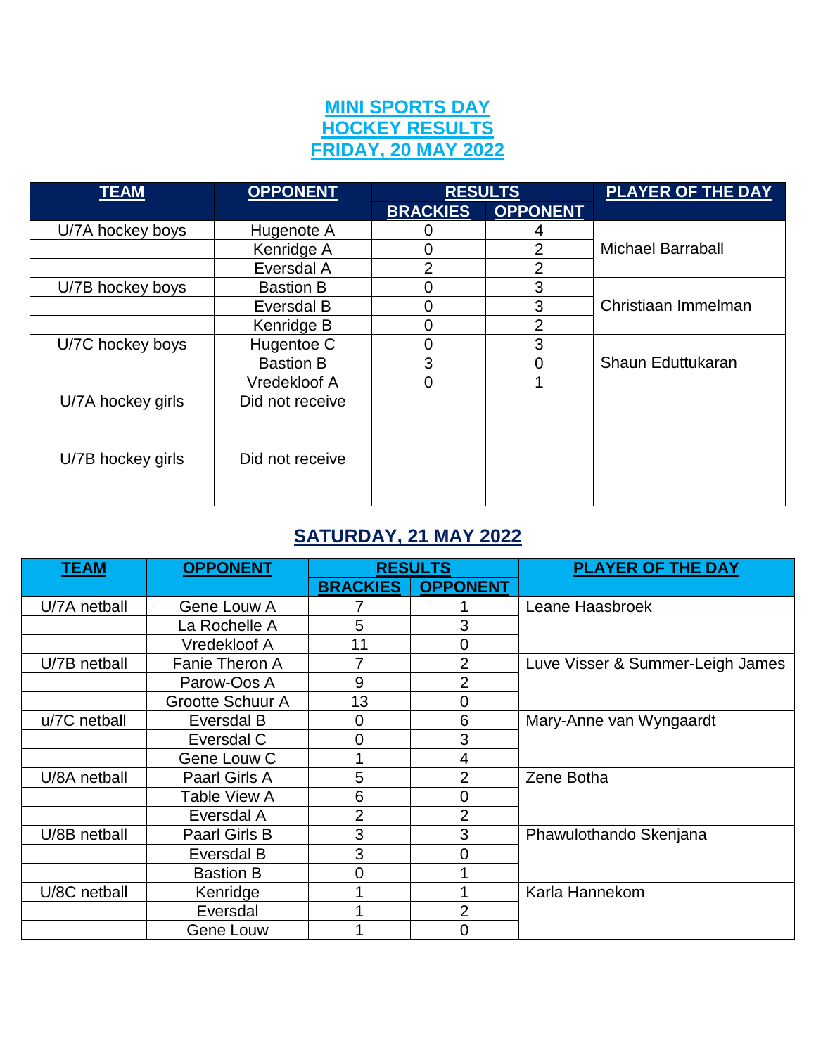# MINI SPORTS DAY
# HOCKEY RESULTS
# FRIDAY, 20 MAY 2022

| TEAM | OPPONENT | RESULTS | | PLAYER OF THE DAY |
|---|---|---|---|---|
| | | BRACKIES | OPPONENT | |
| U/7A hockey boys | Hugenote A | 0 | 4 | Michael Barraball |
| | Kenridge A | 0 | 2 | |
| | Eversdal A | 2 | 2 | |
| U/7B hockey boys | Bastion B | 0 | 3 | Christiaan Immelman |
| | Eversdal B | 0 | 3 | |
| | Kenridge B | 0 | 2 | |
| U/7C hockey boys | Hugentoe C | 0 | 3 | Shaun Eduttukaran |
| | Bastion B | 3 | 0 | |
| | Vredekloof A | 0 | 1 | |
| U/7A hockey girls | Did not receive | | | |
| | | | | |
| | | | | |
| U/7B hockey girls | Did not receive | | | |
| | | | | |
| | | | | |

## SATURDAY, 21 MAY 2022

| TEAM | OPPONENT | RESULTS | | PLAYER OF THE DAY |
|---|---|---|---|---|
| | | BRACKIES | OPPONENT | |
| U/7A netball | Gene Louw A | 7 | 1 | Leane Haasbroek |
| | La Rochelle A | 5 | 3 | |
| | Vredekloof A | 11 | 0 | |
| U/7B netball | Fanie Theron A | 7 | 2 | Luve Visser & Summer-Leigh James |
| | Parow-Oos A | 9 | 2 | |
| | Grootte Schuur A | 13 | 0 | |
| u/7C netball | Eversdal B | 0 | 6 | Mary-Anne van Wyngaardt |
| | Eversdal C | 0 | 3 | |
| | Gene Louw C | 1 | 4 | |
| U/8A netball | Paarl Girls A | 5 | 2 | Zene Botha |
| | Table View A | 6 | 0 | |
| | Eversdal A | 2 | 2 | |
| U/8B netball | Paarl Girls B | 3 | 3 | Phawulothando Skenjana |
| | Eversdal B | 3 | 0 | |
| | Bastion B | 0 | 1 | |
| U/8C netball | Kenridge | 1 | 1 | Karla Hannekom |
| | Eversdal | 1 | 2 | |
| | Gene Louw | 1 | 0 | |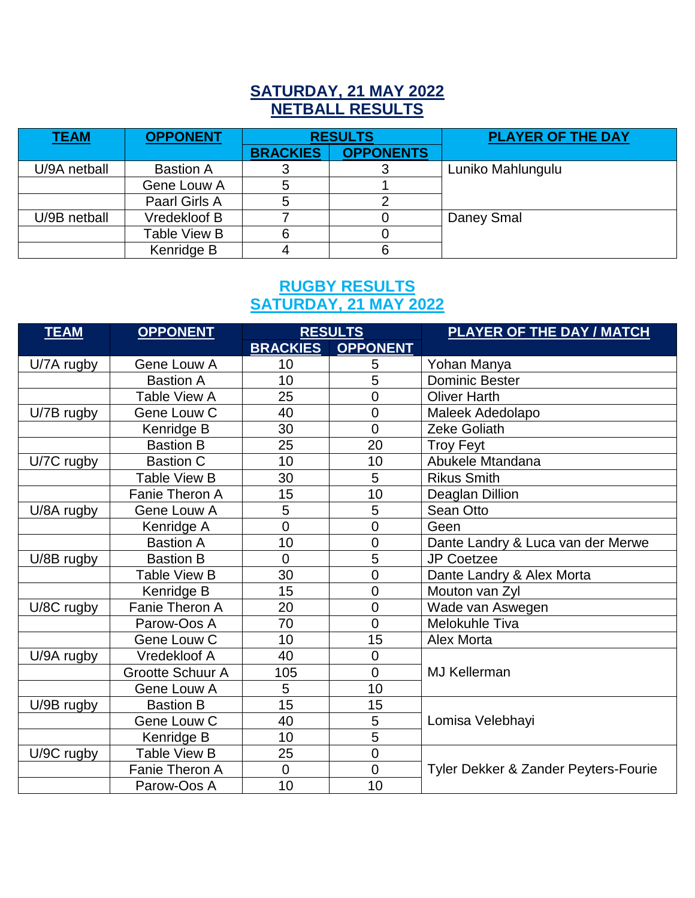## SATURDAY, 21 MAY 2022
## NETBALL RESULTS

| TEAM | OPPONENT | RESULTS | | PLAYER OF THE DAY |
|---|---|---|---|---|
| | | BRACKIES | OPPONENTS | |
| U/9A netball | Bastion A | 3 | 3 | Luniko Mahlungulu |
| | Gene Louw A | 5 | 1 | |
| | Paarl Girls A | 5 | 2 | |
| U/9B netball | Vredekloof B | 7 | 0 | Daney Smal |
| | Table View B | 6 | 0 | |
| | Kenridge B | 4 | 6 | |

## RUGBY RESULTS
## SATURDAY, 21 MAY 2022

| TEAM | OPPONENT | RESULTS | | PLAYER OF THE DAY / MATCH |
|---|---|---|---|---|
| | | BRACKIES | OPPONENT | |
| U/7A rugby | Gene Louw A | 10 | 5 | Yohan Manya |
| | Bastion A | 10 | 5 | Dominic Bester |
| | Table View A | 25 | 0 | Oliver Harth |
| U/7B rugby | Gene Louw C | 40 | 0 | Maleek Adedolapo |
| | Kenridge B | 30 | 0 | Zeke Goliath |
| | Bastion B | 25 | 20 | Troy Feyt |
| U/7C rugby | Bastion C | 10 | 10 | Abukele Mtandana |
| | Table View B | 30 | 5 | Rikus Smith |
| | Fanie Theron A | 15 | 10 | Deaglan Dillion |
| U/8A rugby | Gene Louw A | 5 | 5 | Sean Otto |
| | Kenridge A | 0 | 0 | Geen |
| | Bastion A | 10 | 0 | Dante Landry & Luca van der Merwe |
| U/8B rugby | Bastion B | 0 | 5 | JP Coetzee |
| | Table View B | 30 | 0 | Dante Landry & Alex Morta |
| | Kenridge B | 15 | 0 | Mouton van Zyl |
| U/8C rugby | Fanie Theron A | 20 | 0 | Wade van Aswegen |
| | Parow-Oos A | 70 | 0 | Melokuhle Tiva |
| | Gene Louw C | 10 | 15 | Alex Morta |
| U/9A rugby | Vredekloof A | 40 | 0 | MJ Kellerman |
| | Grootte Schuur A | 105 | 0 | |
| | Gene Louw A | 5 | 10 | |
| U/9B rugby | Bastion B | 15 | 15 | Lomisa Velebhayi |
| | Gene Louw C | 40 | 5 | |
| | Kenridge B | 10 | 5 | |
| U/9C rugby | Table View B | 25 | 0 | Tyler Dekker & Zander Peyters-Fourie |
| | Fanie Theron A | 0 | 0 | |
| | Parow-Oos A | 10 | 10 | |